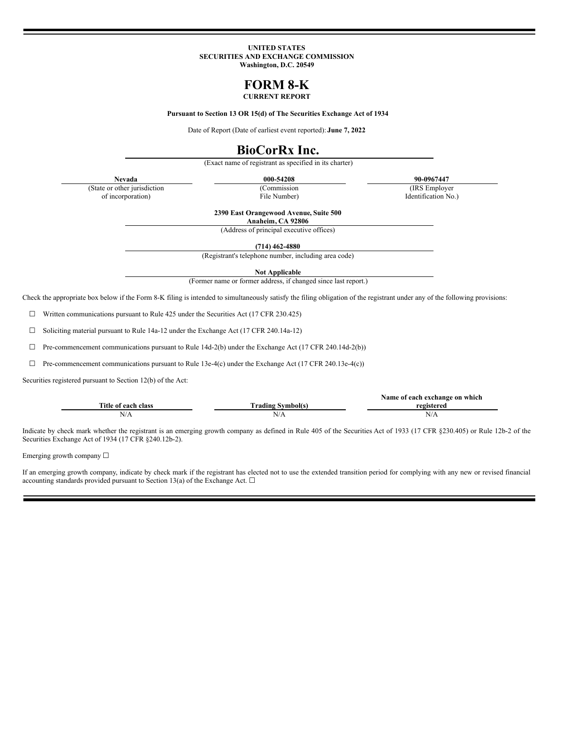**UNITED STATES**
**SECURITIES AND EXCHANGE COMMISSION**
**Washington, D.C. 20549**

# FORM 8-K

**CURRENT REPORT**

**Pursuant to Section 13 OR 15(d) of The Securities Exchange Act of 1934**

Date of Report (Date of earliest event reported): **June 7, 2022**

# BioCorRx Inc.

(Exact name of registrant as specified in its charter)

| **Nevada** | **000-54208** | **90-0967447** |
|---|---|---|
| (State or other jurisdiction of incorporation) | (Commission File Number) | (IRS Employer Identification No.) |

**2390 East Orangewood Avenue, Suite 500**
**Anaheim, CA 92806**
(Address of principal executive offices)

**(714) 462-4880**
(Registrant's telephone number, including area code)

**Not Applicable**
(Former name or former address, if changed since last report.)

Check the appropriate box below if the Form 8-K filing is intended to simultaneously satisfy the filing obligation of the registrant under any of the following provisions:

☐ Written communications pursuant to Rule 425 under the Securities Act (17 CFR 230.425)

☐ Soliciting material pursuant to Rule 14a-12 under the Exchange Act (17 CFR 240.14a-12)

☐ Pre-commencement communications pursuant to Rule 14d-2(b) under the Exchange Act (17 CFR 240.14d-2(b))

☐ Pre-commencement communications pursuant to Rule 13e-4(c) under the Exchange Act (17 CFR 240.13e-4(c))

Securities registered pursuant to Section 12(b) of the Act:

| Title of each class | Trading Symbol(s) | Name of each exchange on which registered |
|---|---|---|
| N/A | N/A | N/A |

Indicate by check mark whether the registrant is an emerging growth company as defined in Rule 405 of the Securities Act of 1933 (17 CFR §230.405) or Rule 12b-2 of the Securities Exchange Act of 1934 (17 CFR §240.12b-2).

Emerging growth company ☐

If an emerging growth company, indicate by check mark if the registrant has elected not to use the extended transition period for complying with any new or revised financial accounting standards provided pursuant to Section 13(a) of the Exchange Act. ☐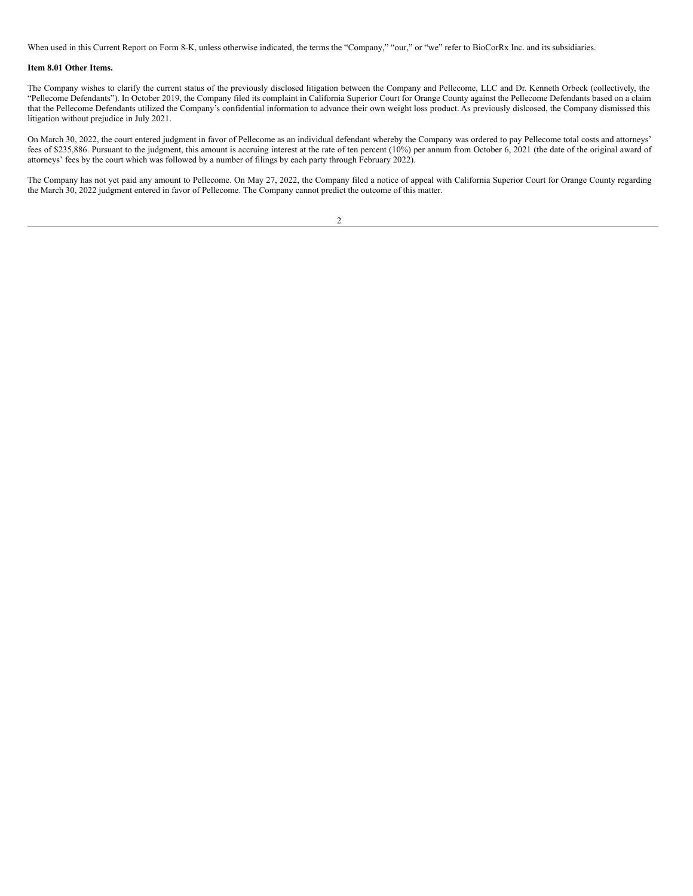When used in this Current Report on Form 8-K, unless otherwise indicated, the terms the "Company," "our," or "we" refer to BioCorRx Inc. and its subsidiaries.

**Item 8.01 Other Items.**

The Company wishes to clarify the current status of the previously disclosed litigation between the Company and Pellecome, LLC and Dr. Kenneth Orbeck (collectively, the "Pellecome Defendants"). In October 2019, the Company filed its complaint in California Superior Court for Orange County against the Pellecome Defendants based on a claim that the Pellecome Defendants utilized the Company's confidential information to advance their own weight loss product. As previously dislcosed, the Company dismissed this litigation without prejudice in July 2021.

On March 30, 2022, the court entered judgment in favor of Pellecome as an individual defendant whereby the Company was ordered to pay Pellecome total costs and attorneys' fees of $235,886. Pursuant to the judgment, this amount is accruing interest at the rate of ten percent (10%) per annum from October 6, 2021 (the date of the original award of attorneys' fees by the court which was followed by a number of filings by each party through February 2022).

The Company has not yet paid any amount to Pellecome. On May 27, 2022, the Company filed a notice of appeal with California Superior Court for Orange County regarding the March 30, 2022 judgment entered in favor of Pellecome. The Company cannot predict the outcome of this matter.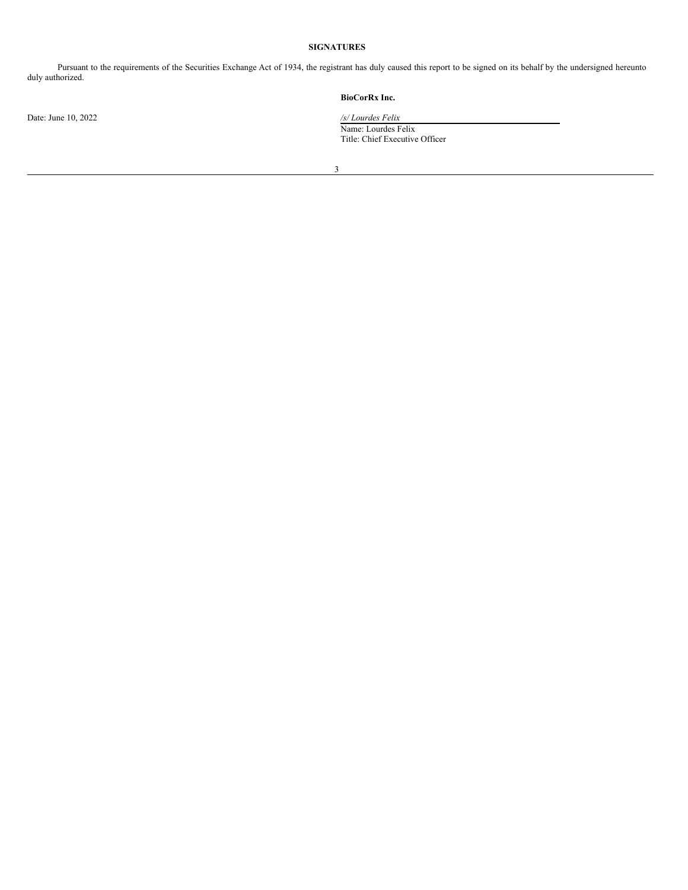**SIGNATURES**

Pursuant to the requirements of the Securities Exchange Act of 1934, the registrant has duly caused this report to be signed on its behalf by the undersigned hereunto duly authorized.

**BioCorRx Inc.**

Date: June 10, 2022

*/s/ Lourdes Felix*
Name: Lourdes Felix
Title: Chief Executive Officer